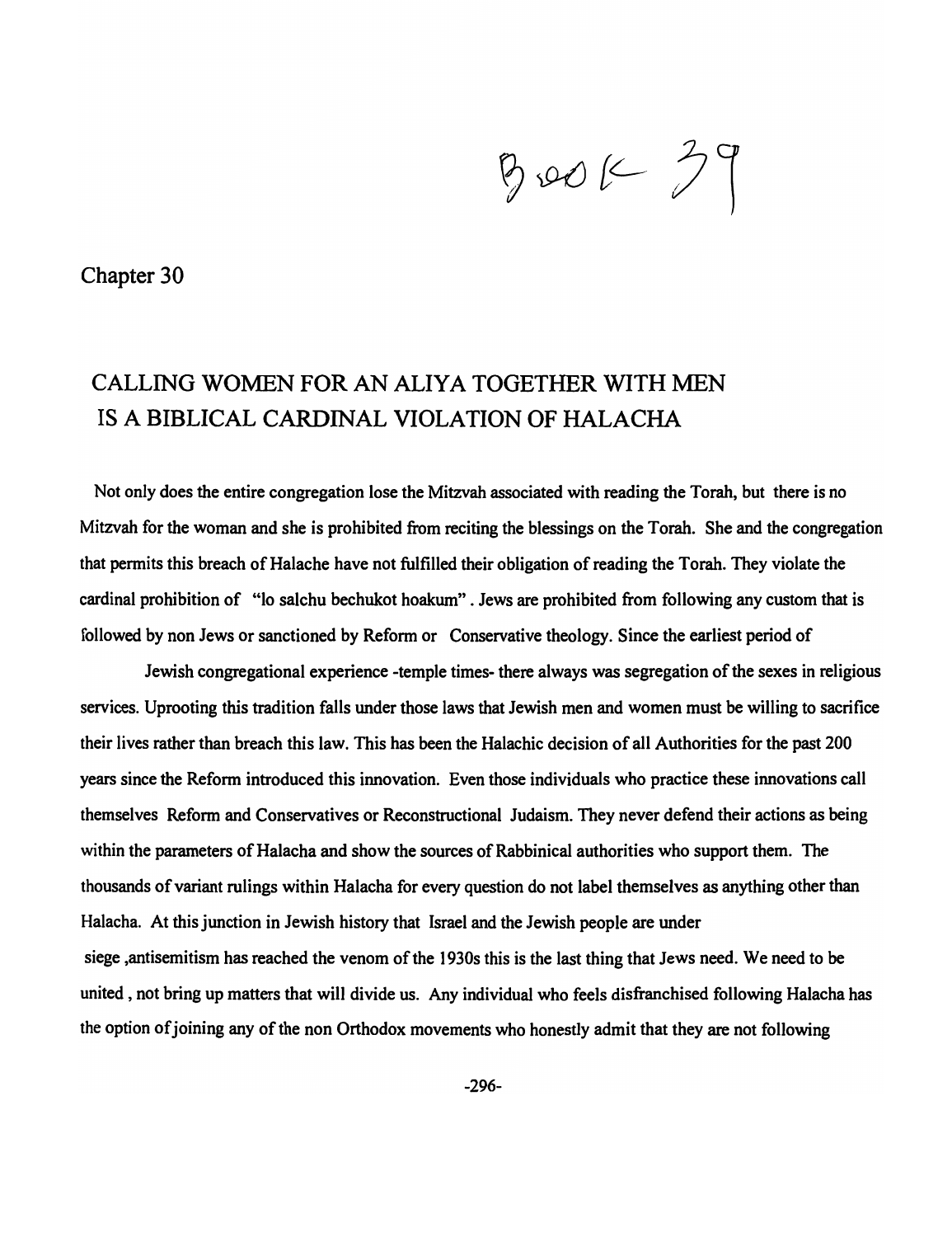Book 39

# Chapter 30

## CALLING WOMEN FOR AN ALIYA TOGETHER WITH MEN IS A BIBLICAL CARDINAL VIOLATION OF HALACHA

Not only does the entire congregation lose the Mitzvah associated with reading the Torah, but there is no Mitzvah for the woman and she is prohibited from reciting the blessings on the Torah. She and the congregation that permits this breach of Halache have not fulfilled their obligation of reading the Torah. They violate the cardinal prohibition of "lo salchu bechukot hoakum" . Jews are prohibited from following any custom that is followed by non Jews or sanctioned by Reform or Conservative theology. Since the earliest period of

Jewish congregational experience -temple times- there always was segregation of the sexes in religious services. Uprooting this tradition falls under those laws that Jewish men and women must be willing to sacrifice their lives rather than breach this law. This has been the Halachic decision of all Authorities for the past 200 years since the Reform introduced this innovation. Even those individuals who practice these innovations call themselves Reform and Conservatives or Reconstructional Judaism. They never defend their actions as being within the parameters of Halacha and show the sources of Rabbinical authorities who support them. The thousands of variant rulings within Halacha for every question do not label themselves as anything other than Halacha. At this junction in Jewish history that Israel and the Jewish people are under siege ,antisemitism has reached the venom of the 1930s this is the last thing that Jews need. We need to be united , not bring up matters that will divide us. Any individual who feels disfranchised following Halacha has the option of joining any of the non Orthodox movements who honestly admit that they are not following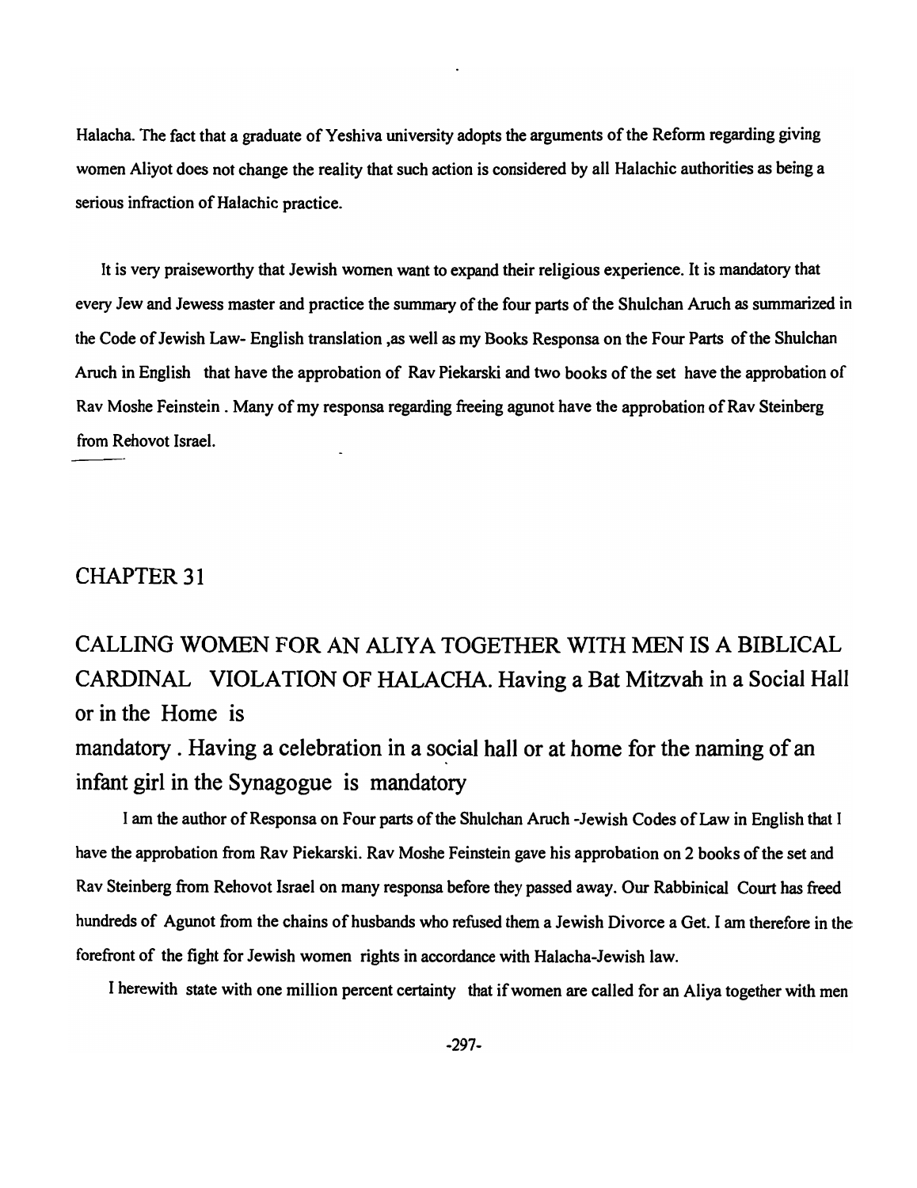Halacha. The fact that a graduate of Yeshiva university adopts the arguments of the Reform regarding giving women Aliyot does not change the reality that such action is considered by all Halachic authorities as being a serious infraction of Halachic practice.

It is very praiseworthy that Jewish women want to expand their religious experience. It is mandatory that every Jew and Jewess master and practice the summary of the four parts of the Shulchan Aruch as summarized in the Code of Jewish Law- English translation ,as well as my Books Responsa on the Four Parts of the Shulchan Aruch in English that have the approbation of Rav Piekarski and two books of the set have the approbation of Rav Moshe Feinstein . Many of my responsa regarding freeing agunot have the approbation of Rav Steinberg from Rehovot Israel.

## CHAPTER 31

## CALLING WOMEN FOR AN ALIYA TOGETHER WITH MEN IS A BIBLICAL CARDINAL VIOLATION OF HALACHA. Having a Bat Mitzvah in a Social Hall or in the Home is mandatory . Having a celebration in a social hall or at home for the naming of an infant girl in the Synagogue is mandatory

I am the author of Responsa on Four parts of the Shulchan Aruch -Jewish Codes of Law in English that I have the approbation from Rav Piekarski. Rav Moshe Feinstein gave his approbation on 2 books of the set and Rav Steinberg from Rehovot Israel on many responsa before they passed away. Our Rabbinical Court has freed hundreds of Agunot from the chains of husbands who refused them a Jewish Divorce a Get. I am therefore in the forefront of the fight for Jewish women rights in accordance with Halacha-Jewish law.

I herewith state with one million percent certainty that if women are called for an Aliya together with men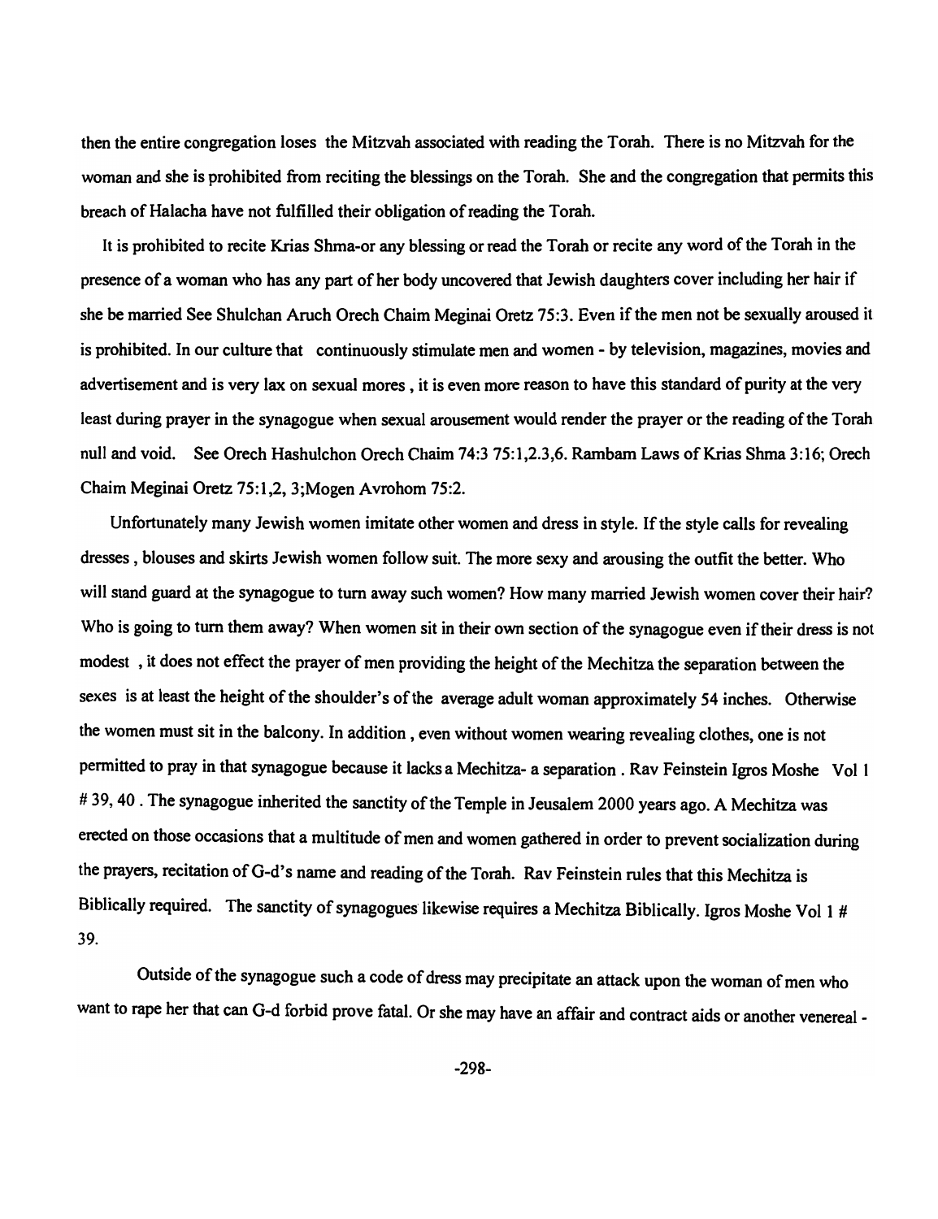then the entire congregation loses the Mitzvah associated with reading the Torah. There is no Mitzvah for the woman and she is prohibited from reciting the blessings on the Torah. She and the congregation that permits this breach of Halacha have not fulfilled their obligation of reading the Torah.

It is prohibited to recite Krias Shma-or any blessing or read the Torah or recite any word of the Torah in the presence of a woman who has any part of her body uncovered that Jewish daughters cover including her hair if she be married See Shulchan Aruch Orech Chaim Meginai Oretz 75:3. Even if the men not be sexually aroused it is prohibited. In our culture that continuously stimulate men and women - by television, magazines, movies and advertisement and is very lax on sexual mores , it is even more reason to have this standard of purity at the very least during prayer in the synagogue when sexual arousement would render the prayer or the reading of the Torah null and void. See Orech Hashulchon Orech Chaim 74:3 75:1,2.3,6. Rambam Laws of Krias Shma 3:16; Orech Chaim Meginai Oretz 75:1,2, 3;Mogen Avrohom 75:2.

Unfortunately many Jewish women imitate other women and dress in style. If the style calls for revealing dresses , blouses and skirts Jewish women follow suit. The more sexy and arousing the outfit the better. Who will stand guard at the synagogue to turn away such women? How many married Jewish women cover their hair? Who is going to turn them away? When women sit in their own section of the synagogue even if their dress is not modest , it does not effect the prayer of men providing the height of the Mechitza the separation between the sexes is at least the height of the shoulder's of the average adult woman approximately 54 inches. Otherwise the women must sit in the balcony. In addition , even without women wearing revealing clothes, one is not permitted to pray in that synagogue because it lacks a Mechitza- a separation . Rav Feinstein Igros Moshe Vol 1 # 39, 40 . The synagogue inherited the sanctity of the Temple in Jeusalem 2000 years ago. A Mechitza was erected on those occasions that a multitude of men and women gathered in order to prevent socialization during the prayers, recitation of G-d's name and reading of the Torah. Rav Feinstein rules that this Mechitza is Biblically required. The sanctity of synagogues likewise requires a Mechitza Biblically. Igros Moshe Vol 1 # 39.

Outside of the synagogue such a code of dress may precipitate an attack upon the woman of men who want to rape her that can G-d forbid prove fatal. Or she may have an affair and contract aids or another venereal -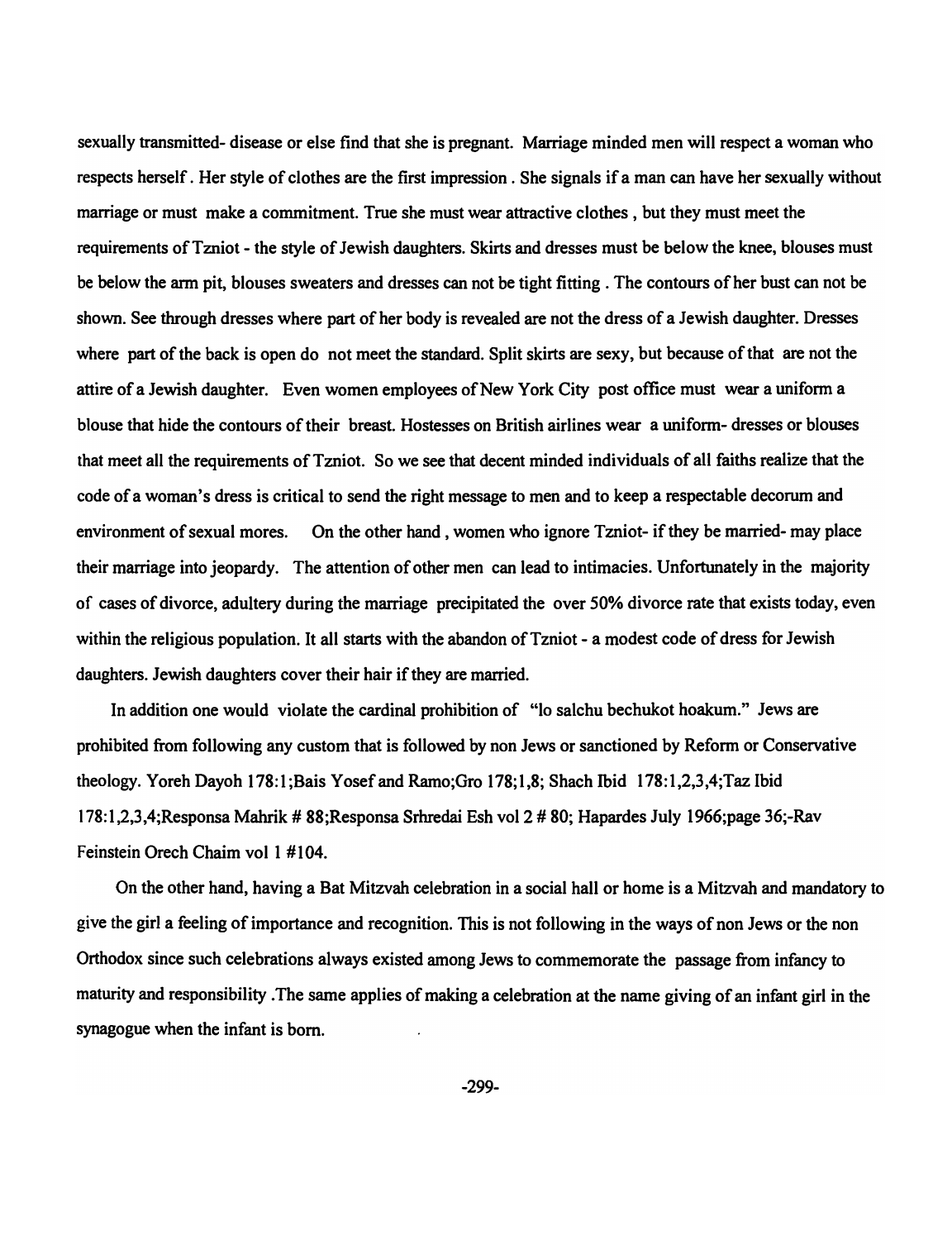sexually transmitted- disease or else find that she is pregnant. Marriage minded men will respect a woman who respects herself. Her style of clothes are the first impression. She signals if a man can have her sexually without marriage or must make a commitment. True she must wear attractive clothes, but they must meet the requirements of Tzniot - the style of Jewish daughters. Skirts and dresses must be below the knee, blouses must be below the arm pit, blouses sweaters and dresses can not be tight fitting. The contours of her bust can not be shown. See through dresses where part of her body is revealed are not the dress of a Jewish daughter. Dresses where part of the back is open do not meet the standard. Split skirts are sexy, but because of that are not the attire of a Jewish daughter. Even women employees of New York City post office must wear a uniform a blouse that hide the contours of their breast. Hostesses on British airlines wear a uniform- dresses or blouses that meet all the requirements of Tzniot. So we see that decent minded individuals of all faiths realize that the code of a woman's dress is critical to send the right message to men and to keep a respectable decorum and environment of sexual mores. On the other hand, women who ignore Tzniot- if they be married- may place their marriage into jeopardy. The attention of other men can lead to intimacies. Unfortunately in the majority of cases of divorce, adultery during the marriage precipitated the over 50% divorce rate that exists today, even within the religious population. It all starts with the abandon of Tzniot - a modest code of dress for Jewish daughters. Jewish daughters cover their hair if they are married.

In addition one would violate the cardinal prohibition of "lo salchu bechukot hoakum." Jews are prohibited from following any custom that is followed by non Jews or sanctioned by Reform or Conservative theology. Yoreh Dayoh 178:1;Bais Yosef and Ramo;Gro 178;1,8; Shach Ibid 178:1,2,3,4;Taz Ibid 178:1,2,3,4;Responsa Mahrik # 88;Responsa Srhredai Esh vol 2 # 80; Hapardes July 1966;page 36;-Rav Feinstein Orech Chaim vol 1 #104.

On the other hand, having a Bat Mitzvah celebration in a social hall or home is a Mitzvah and mandatory to give the girl a feeling of importance and recognition. This is not following in the ways of non Jews or the non Orthodox since such celebrations always existed among Jews to commemorate the passage from infancy to maturity and responsibility .The same applies of making a celebration at the name giving of an infant girl in the synagogue when the infant is born.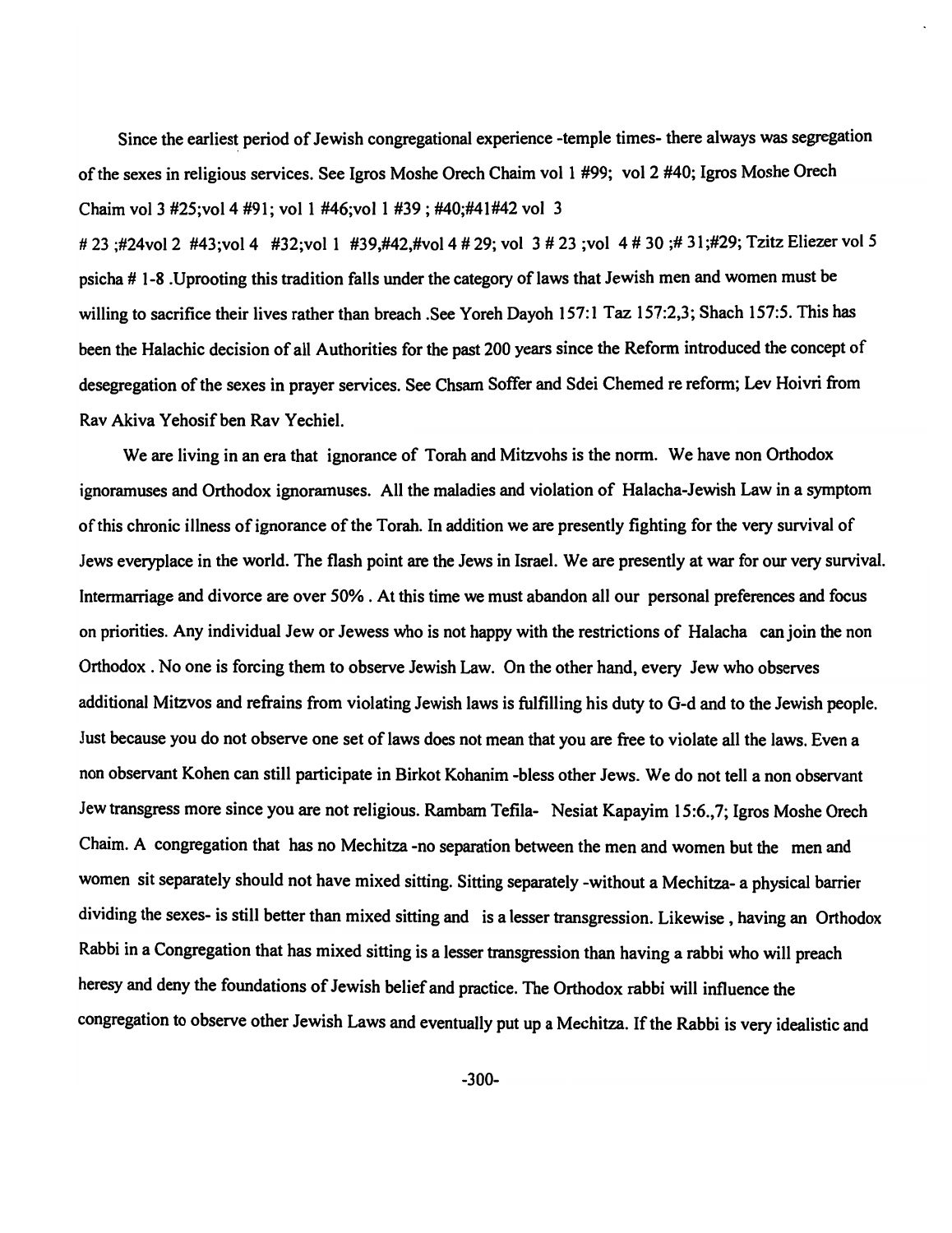Since the earliest period of Jewish congregational experience -temple times- there always was segregation of the sexes in religious services. See Igros Moshe Orech Chaim vol 1 #99; vol 2 #40; Igros Moshe Orech Chaim vol 3 #25;vol 4 #91; vol 1 #46;vol 1 #39 ; #40;#41#42 vol 3 # 23 ;#24vol 2 #43;vol 4 #32;vol 1 #39,#42,#vol 4 # 29; vol 3 # 23 ;vol 4 # 30 ;# 31;#29; Tzitz Eliezer vol 5 psicha # 1-8 .Uprooting this tradition falls under the category of laws that Jewish men and women must be willing to sacrifice their lives rather than breach .See Yoreh Dayoh 157:1 Taz 157:2,3; Shach 157:5. This has been the Halachic decision of all Authorities for the past 200 years since the Reform introduced the concept of desegregation of the sexes in prayer services. See Chsam Soffer and Sdei Chemed re reform; Lev Hoivri from Rav Akiva Yehosif ben Rav Yechiel.

We are living in an era that ignorance of Torah and Mitzvohs is the norm. We have non Orthodox ignoramuses and Orthodox ignoramuses. All the maladies and violation of Halacha-Jewish Law in a symptom of this chronic illness of ignorance of the Torah. In addition we are presently fighting for the very survival of Jews everyplace in the world. The flash point are the Jews in Israel. We are presently at war for our very survival. Intermarriage and divorce are over 50% . At this time we must abandon all our personal preferences and focus on priorities. Any individual Jew or Jewess who is not happy with the restrictions of Halacha can join the non Orthodox . No one is forcing them to observe Jewish Law. On the other hand, every Jew who observes additional Mitzvos and refrains from violating Jewish laws is fulfilling his duty to G-d and to the Jewish people. Just because you do not observe one set of laws does not mean that you are free to violate all the laws. Even a non observant Kohen can still participate in Birkot Kohanim -bless other Jews. We do not tell a non observant Jew transgress more since you are not religious. Rambam Tefila- Nesiat Kapayim 15:6.,7; Igros Moshe Orech Chaim. A congregation that has no Mechitza -no separation between the men and women but the men and women sit separately should not have mixed sitting. Sitting separately -without a Mechitza- a physical barrier dividing the sexes- is still better than mixed sitting and is a lesser transgression. Likewise , having an Orthodox Rabbi in a Congregation that has mixed sitting is a lesser transgression than having a rabbi who will preach heresy and deny the foundations of Jewish belief and practice. The Orthodox rabbi will influence the congregation to observe other Jewish Laws and eventually put up a Mechitza. If the Rabbi is very idealistic and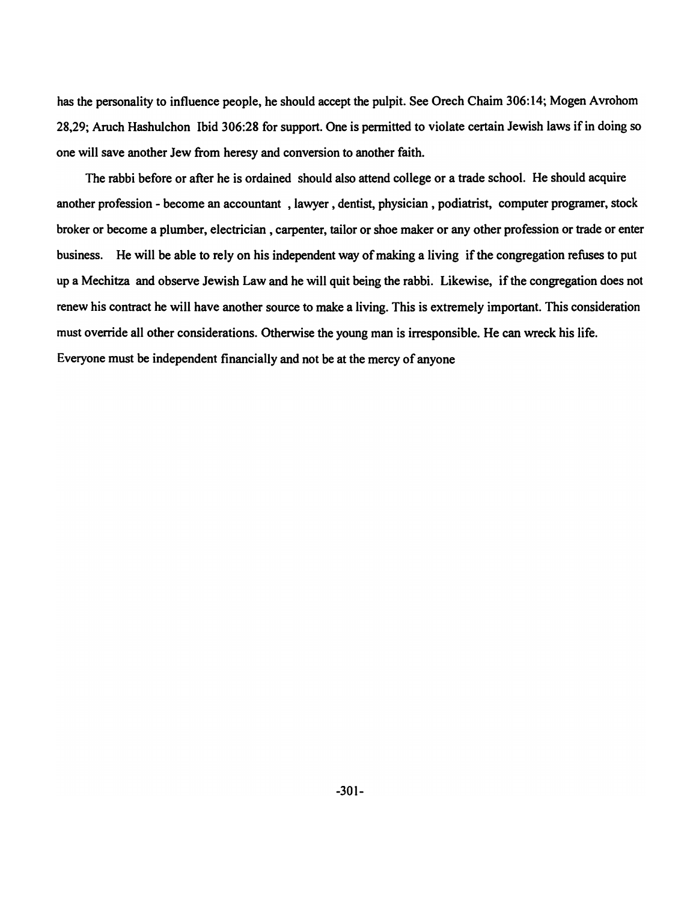has the personality to influence people, he should accept the pulpit. See Orech Chaim 306:14; Mogen Avrohom 28,29; Aruch Hashulchon Ibid 306:28 for support. One is permitted to violate certain Jewish laws if in doing so one will save another Jew from heresy and conversion to another faith.

The rabbi before or after he is ordained should also attend college or a trade school. He should acquire another profession - become an accountant , lawyer , dentist, physician , podiatrist, computer programer, stock broker or become a plumber, electrician , carpenter, tailor or shoe maker or any other profession or trade or enter business. He will be able to rely on his independent way of making a living if the congregation refuses to put up a Mechitza and observe Jewish Law and he will quit being the rabbi. Likewise, if the congregation does not renew his contract he will have another source to make a living. This is extremely important. This consideration must override all other considerations. Otherwise the young man is irresponsible. He can wreck his life. Everyone must be independent financially and not be at the mercy of anyone